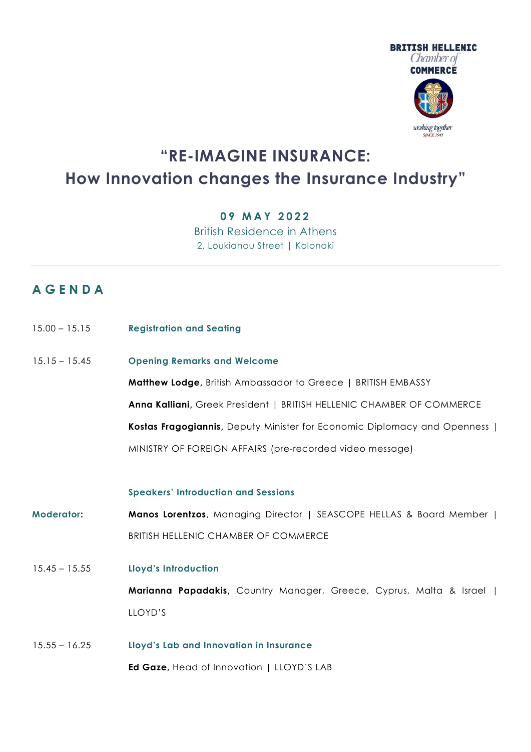BRITISH HELLENIC
Chamber of
COMMERCE

working together
SINCE 1945

# "RE-IMAGINE INSURANCE: How Innovation changes the Insurance Industry"

**09 MAY 2022**

British Residence in Athens
2, Loukianou Street | Kolonaki

---

## AGENDA

15.00 – 15.15 **Registration and Seating**

15.15 – 15.45 **Opening Remarks and Welcome**

**Matthew Lodge,** British Ambassador to Greece | BRITISH EMBASSY

**Anna Kalliani,** Greek President | BRITISH HELLENIC CHAMBER OF COMMERCE

**Kostas Fragogiannis,** Deputy Minister for Economic Diplomacy and Openness | MINISTRY OF FOREIGN AFFAIRS (pre-recorded video message)

**Speakers' Introduction and Sessions**

**Moderator:** **Manos Lorentzos**, Managing Director | SEASCOPE HELLAS & Board Member | BRITISH HELLENIC CHAMBER OF COMMERCE

15.45 – 15.55 **Lloyd's Introduction**

**Marianna Papadakis,** Country Manager, Greece, Cyprus, Malta & Israel | LLOYD'S

15.55 – 16.25 **Lloyd's Lab and Innovation in Insurance**

**Ed Gaze,** Head of Innovation | LLOYD'S LAB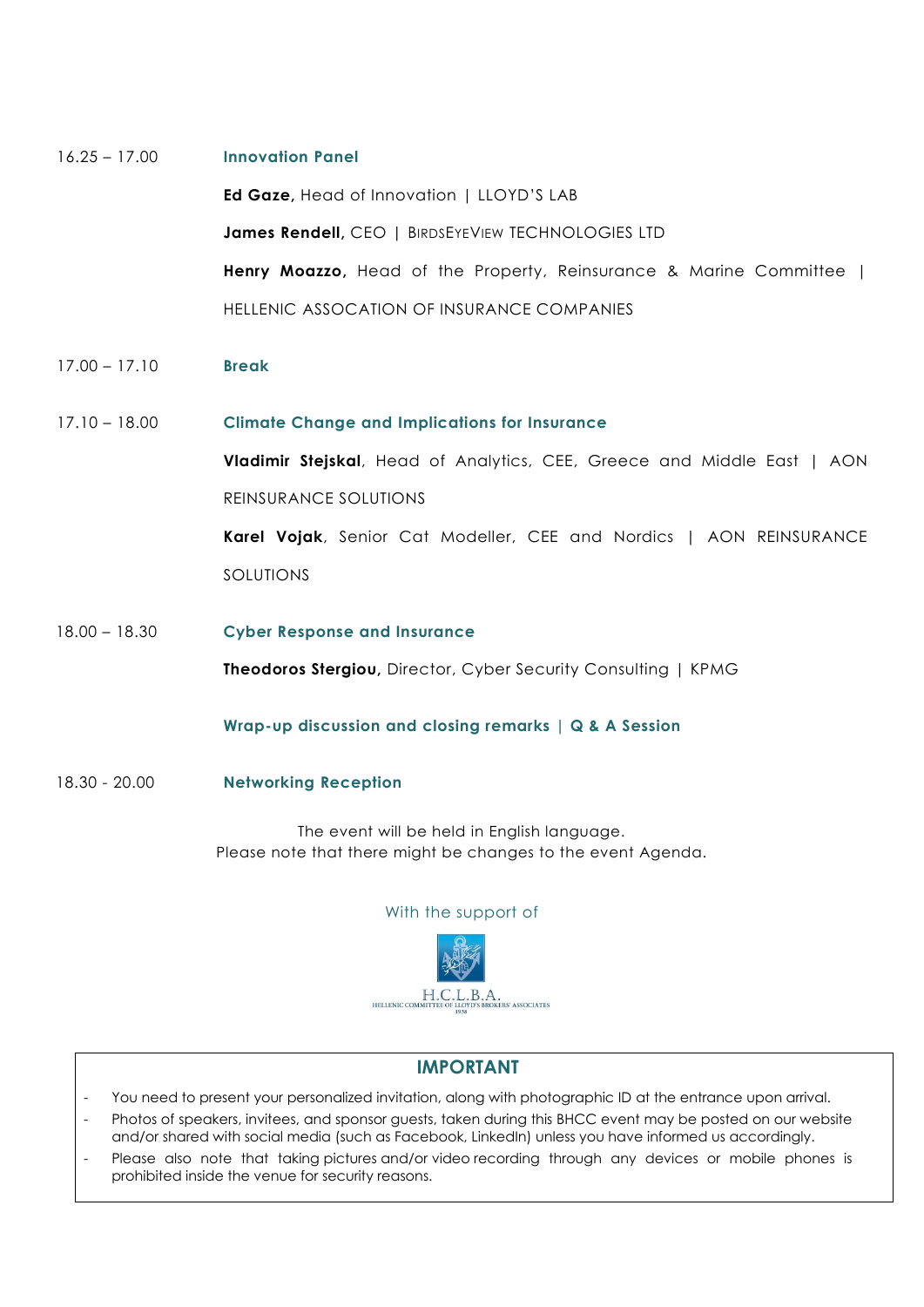16.25 – 17.00 **Innovation Panel**

**Ed Gaze,** Head of Innovation | LLOYD'S LAB

**James Rendell,** CEO | BIRDSEYEVIEW TECHNOLOGIES LTD

**Henry Moazzo,** Head of the Property, Reinsurance & Marine Committee | HELLENIC ASSOCATION OF INSURANCE COMPANIES

17.00 – 17.10 **Break**

17.10 – 18.00 **Climate Change and Implications for Insurance**

**Vladimir Stejskal**, Head of Analytics, CEE, Greece and Middle East | AON REINSURANCE SOLUTIONS

**Karel Vojak**, Senior Cat Modeller, CEE and Nordics | AON REINSURANCE SOLUTIONS

18.00 – 18.30 **Cyber Response and Insurance**

**Theodoros Stergiou,** Director, Cyber Security Consulting | KPMG

**Wrap-up discussion and closing remarks | Q & A Session**

18.30 - 20.00 **Networking Reception**

The event will be held in English language.
Please note that there might be changes to the event Agenda.

With the support of

H.C.L.B.A.
HELLENIC COMMITTEE OF LLOYD'S BROKERS' ASSOCIATES
1938

## IMPORTANT

- You need to present your personalized invitation, along with photographic ID at the entrance upon arrival.
- Photos of speakers, invitees, and sponsor guests, taken during this BHCC event may be posted on our website and/or shared with social media (such as Facebook, LinkedIn) unless you have informed us accordingly.
- Please also note that taking pictures and/or video recording through any devices or mobile phones is prohibited inside the venue for security reasons.